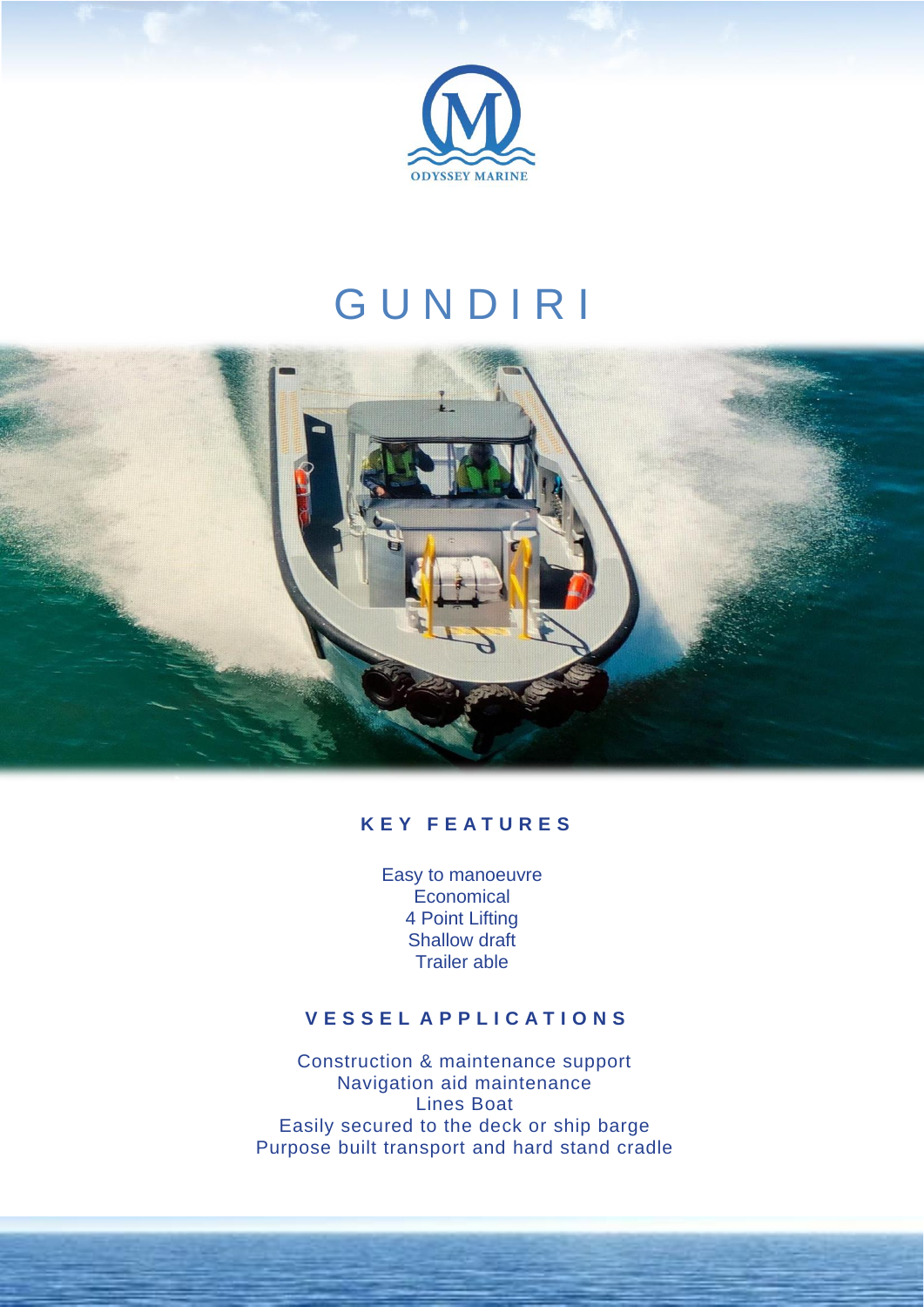ODYSSEY MARINE

# GUNDIRI

## KEY FEATURES

Easy to manoeuvre
Economical
4 Point Lifting
Shallow draft
Trailer able

## VESSEL APPLICATIONS

Construction & maintenance support
Navigation aid maintenance
Lines Boat
Easily secured to the deck or ship barge
Purpose built transport and hard stand cradle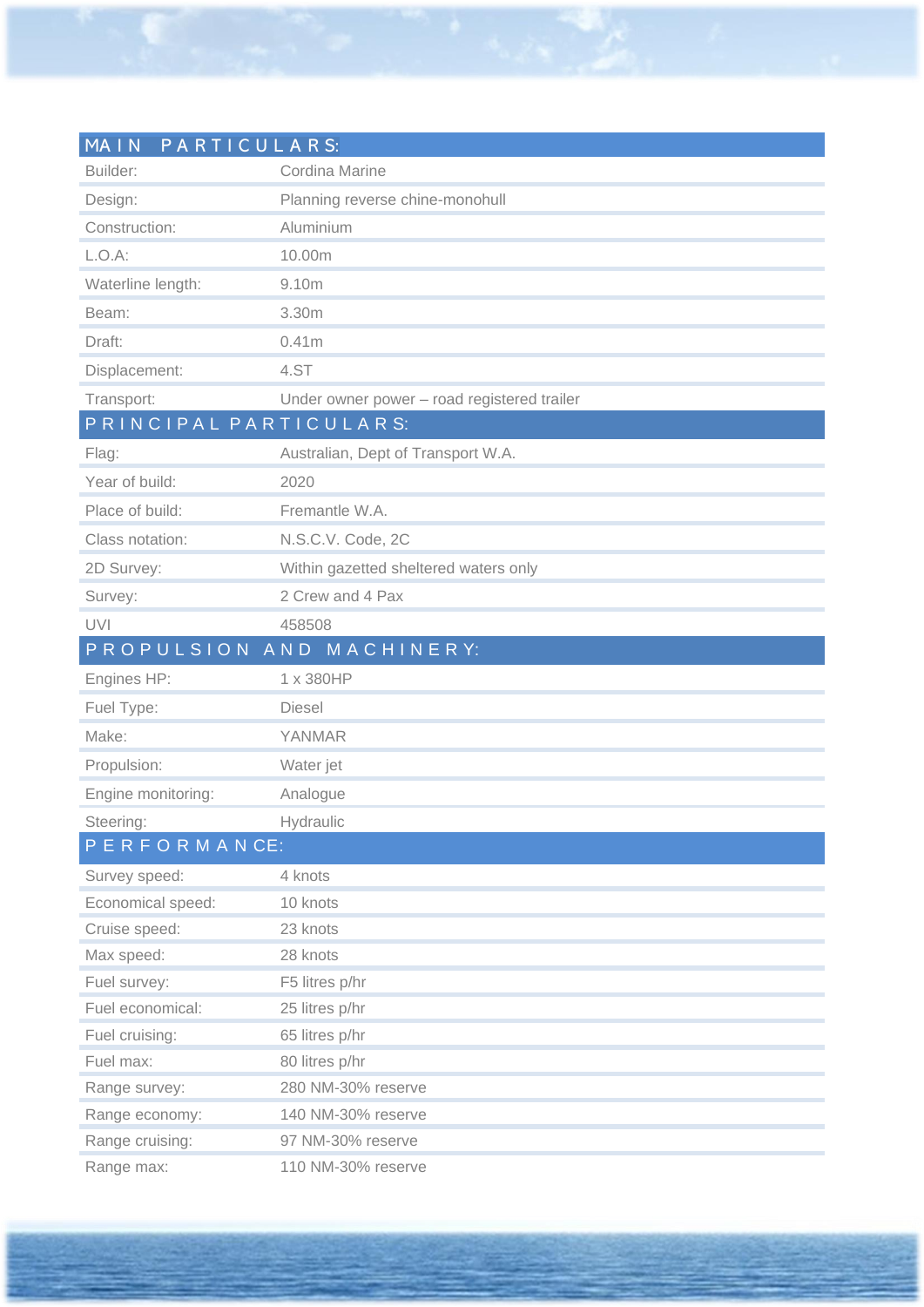## MAIN PARTICULARS:

| | |
|---|---|
| Builder: | Cordina Marine |
| Design: | Planning reverse chine-monohull |
| Construction: | Aluminium |
| L.O.A: | 10.00m |
| Waterline length: | 9.10m |
| Beam: | 3.30m |
| Draft: | 0.41m |
| Displacement: | 4.ST |
| Transport: | Under owner power – road registered trailer |

## PRINCIPAL PARTICULARS:

| | |
|---|---|
| Flag: | Australian, Dept of Transport W.A. |
| Year of build: | 2020 |
| Place of build: | Fremantle W.A. |
| Class notation: | N.S.C.V. Code, 2C |
| 2D Survey: | Within gazetted sheltered waters only |
| Survey: | 2 Crew and 4 Pax |
| UVI | 458508 |

## PROPULSION AND MACHINERY:

| | |
|---|---|
| Engines HP: | 1 x 380HP |
| Fuel Type: | Diesel |
| Make: | YANMAR |
| Propulsion: | Water jet |
| Engine monitoring: | Analogue |
| Steering: | Hydraulic |

## PERFORMANCE:

| | |
|---|---|
| Survey speed: | 4 knots |
| Economical speed: | 10 knots |
| Cruise speed: | 23 knots |
| Max speed: | 28 knots |
| Fuel survey: | F5 litres p/hr |
| Fuel economical: | 25 litres p/hr |
| Fuel cruising: | 65 litres p/hr |
| Fuel max: | 80 litres p/hr |
| Range survey: | 280 NM-30% reserve |
| Range economy: | 140 NM-30% reserve |
| Range cruising: | 97 NM-30% reserve |
| Range max: | 110 NM-30% reserve |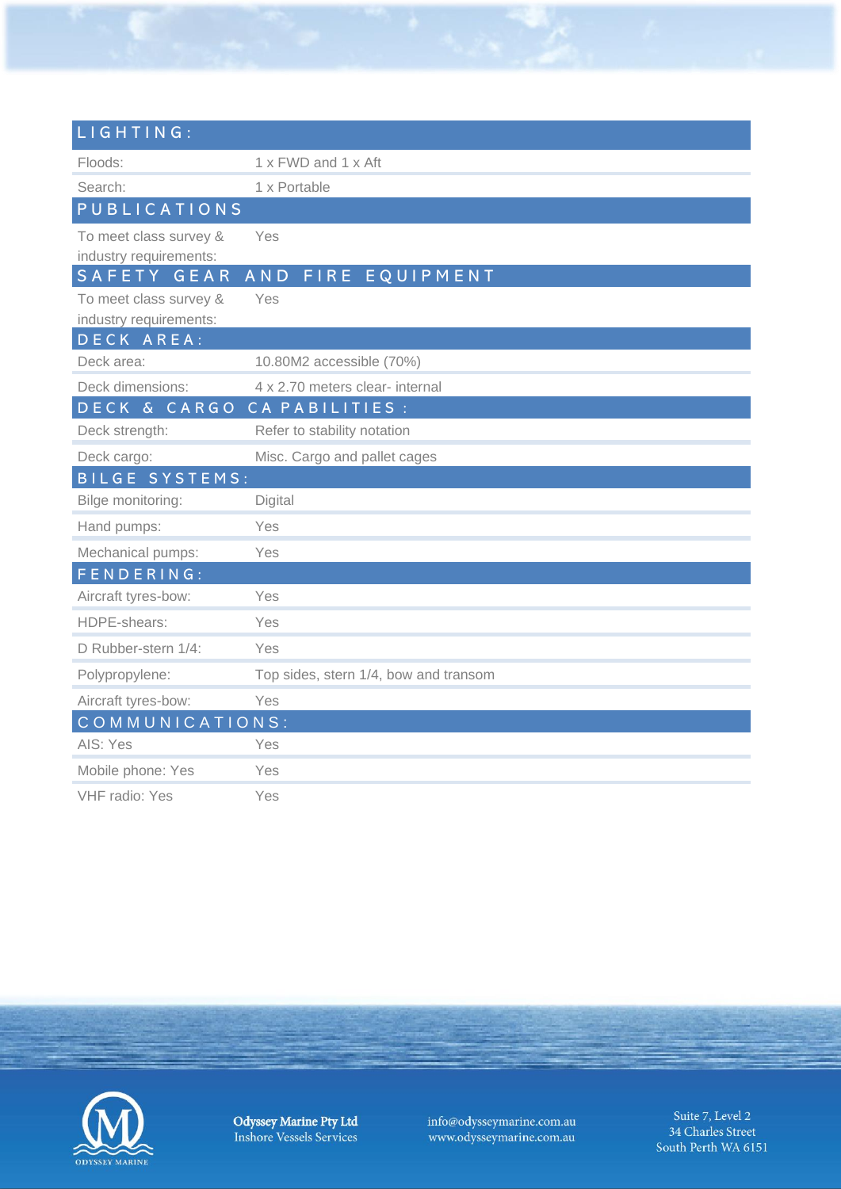## LIGHTING:

| | |
|---|---|
| Floods: | 1 x FWD and 1 x Aft |
| Search: | 1 x Portable |

## PUBLICATIONS

| | |
|---|---|
| To meet class survey & industry requirements: | Yes |

## SAFETY GEAR AND FIRE EQUIPMENT

| | |
|---|---|
| To meet class survey & industry requirements: | Yes |

## DECK AREA:

| | |
|---|---|
| Deck area: | 10.80M2 accessible (70%) |
| Deck dimensions: | 4 x 2.70 meters clear- internal |

## DECK & CARGO CAPABILITIES:

| | |
|---|---|
| Deck strength: | Refer to stability notation |
| Deck cargo: | Misc. Cargo and pallet cages |

## BILGE SYSTEMS:

| | |
|---|---|
| Bilge monitoring: | Digital |
| Hand pumps: | Yes |
| Mechanical pumps: | Yes |

## FENDERING:

| | |
|---|---|
| Aircraft tyres-bow: | Yes |
| HDPE-shears: | Yes |
| D Rubber-stern 1/4: | Yes |
| Polypropylene: | Top sides, stern 1/4, bow and transom |
| Aircraft tyres-bow: | Yes |

## COMMUNICATIONS:

| | |
|---|---|
| AIS: Yes | Yes |
| Mobile phone: Yes | Yes |
| VHF radio: Yes | Yes |